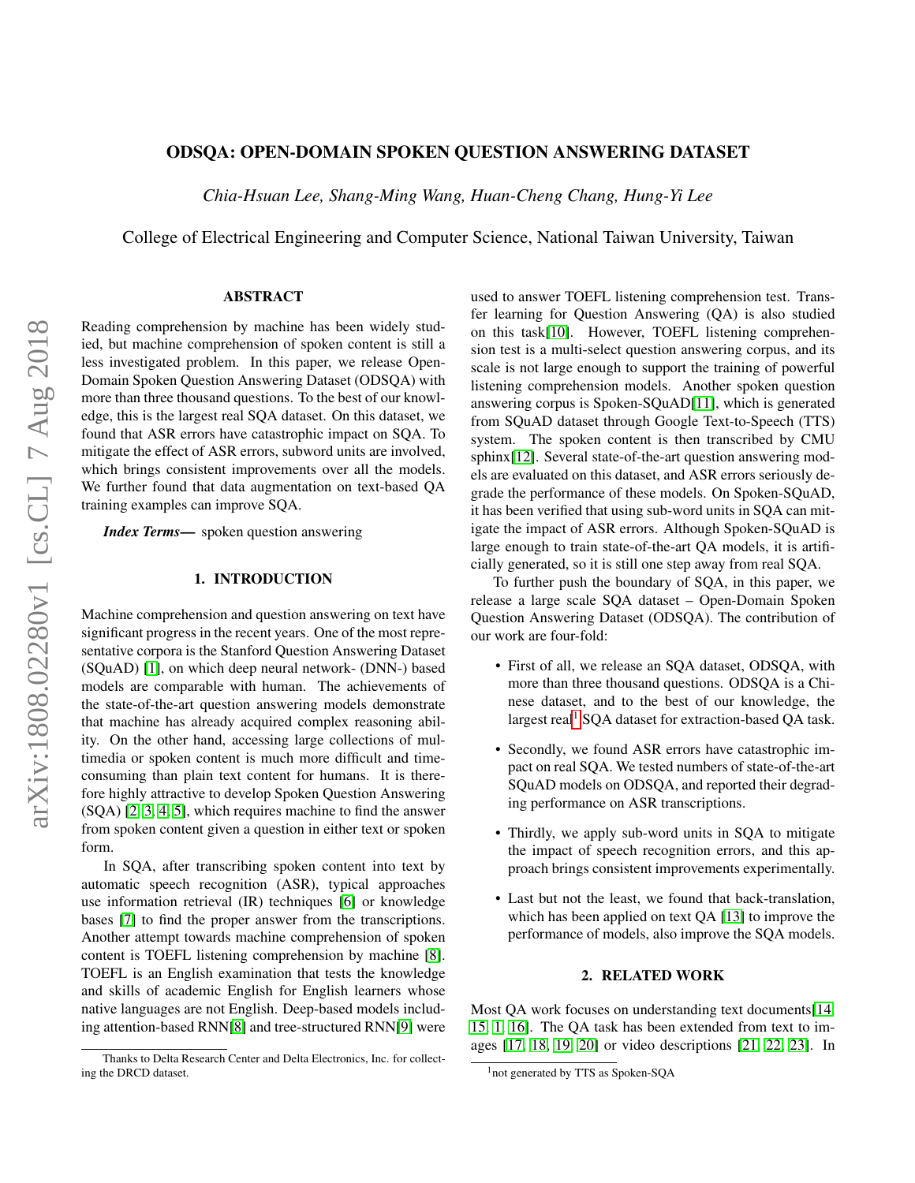# ODSQA: OPEN-DOMAIN SPOKEN QUESTION ANSWERING DATASET

*Chia-Hsuan Lee, Shang-Ming Wang, Huan-Cheng Chang, Hung-Yi Lee*

College of Electrical Engineering and Computer Science, National Taiwan University, Taiwan

## ABSTRACT

Reading comprehension by machine has been widely studied, but machine comprehension of spoken content is still a less investigated problem. In this paper, we release Open-Domain Spoken Question Answering Dataset (ODSQA) with more than three thousand questions. To the best of our knowledge, this is the largest real SQA dataset. On this dataset, we found that ASR errors have catastrophic impact on SQA. To mitigate the effect of ASR errors, subword units are involved, which brings consistent improvements over all the models. We further found that data augmentation on text-based QA training examples can improve SQA.

***Index Terms*—** spoken question answering

## 1. INTRODUCTION

Machine comprehension and question answering on text have significant progress in the recent years. One of the most representative corpora is the Stanford Question Answering Dataset (SQuAD) [1], on which deep neural network- (DNN-) based models are comparable with human. The achievements of the state-of-the-art question answering models demonstrate that machine has already acquired complex reasoning ability. On the other hand, accessing large collections of multimedia or spoken content is much more difficult and time-consuming than plain text content for humans. It is therefore highly attractive to develop Spoken Question Answering (SQA) [2, 3, 4, 5], which requires machine to find the answer from spoken content given a question in either text or spoken form.

In SQA, after transcribing spoken content into text by automatic speech recognition (ASR), typical approaches use information retrieval (IR) techniques [6] or knowledge bases [7] to find the proper answer from the transcriptions. Another attempt towards machine comprehension of spoken content is TOEFL listening comprehension by machine [8]. TOEFL is an English examination that tests the knowledge and skills of academic English for English learners whose native languages are not English. Deep-based models including attention-based RNN[8] and tree-structured RNN[9] were used to answer TOEFL listening comprehension test. Transfer learning for Question Answering (QA) is also studied on this task[10]. However, TOEFL listening comprehension test is a multi-select question answering corpus, and its scale is not large enough to support the training of powerful listening comprehension models. Another spoken question answering corpus is Spoken-SQuAD[11], which is generated from SQuAD dataset through Google Text-to-Speech (TTS) system. The spoken content is then transcribed by CMU sphinx[12]. Several state-of-the-art question answering models are evaluated on this dataset, and ASR errors seriously degrade the performance of these models. On Spoken-SQuAD, it has been verified that using sub-word units in SQA can mitigate the impact of ASR errors. Although Spoken-SQuAD is large enough to train state-of-the-art QA models, it is artificially generated, so it is still one step away from real SQA.

To further push the boundary of SQA, in this paper, we release a large scale SQA dataset – Open-Domain Spoken Question Answering Dataset (ODSQA). The contribution of our work are four-fold:

- First of all, we release an SQA dataset, ODSQA, with more than three thousand questions. ODSQA is a Chinese dataset, and to the best of our knowledge, the largest real[1] SQA dataset for extraction-based QA task.
- Secondly, we found ASR errors have catastrophic impact on real SQA. We tested numbers of state-of-the-art SQuAD models on ODSQA, and reported their degrading performance on ASR transcriptions.
- Thirdly, we apply sub-word units in SQA to mitigate the impact of speech recognition errors, and this approach brings consistent improvements experimentally.
- Last but not the least, we found that back-translation, which has been applied on text QA [13] to improve the performance of models, also improve the SQA models.

## 2. RELATED WORK

Most QA work focuses on understanding text documents[14, 15, 1, 16]. The QA task has been extended from text to images [17, 18, 19, 20] or video descriptions [21, 22, 23]. In

Thanks to Delta Research Center and Delta Electronics, Inc. for collecting the DRCD dataset.

[1] not generated by TTS as Spoken-SQA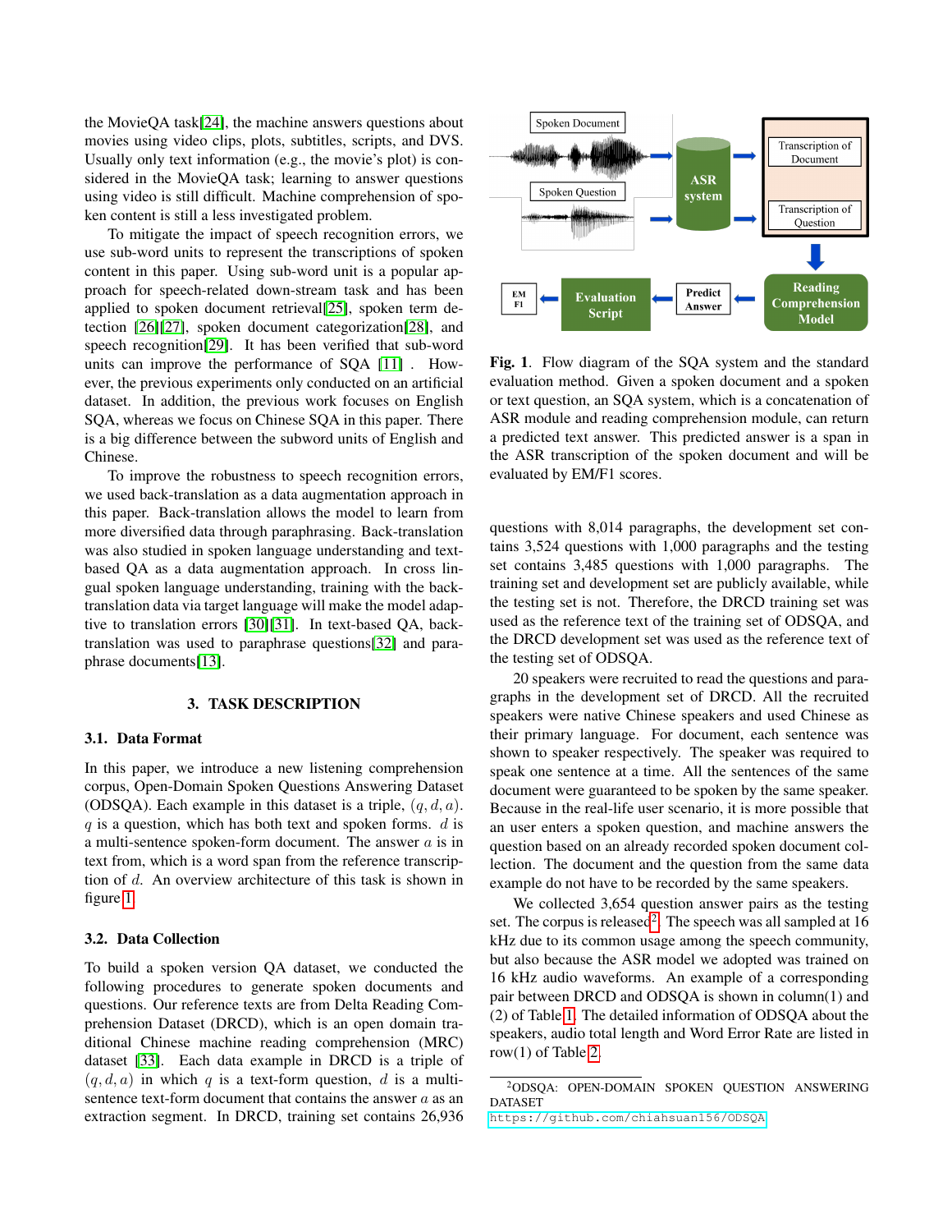the MovieQA task[24], the machine answers questions about movies using video clips, plots, subtitles, scripts, and DVS. Usually only text information (e.g., the movie's plot) is considered in the MovieQA task; learning to answer questions using video is still difficult. Machine comprehension of spoken content is still a less investigated problem.

To mitigate the impact of speech recognition errors, we use sub-word units to represent the transcriptions of spoken content in this paper. Using sub-word unit is a popular approach for speech-related down-stream task and has been applied to spoken document retrieval[25], spoken term detection [26][27], spoken document categorization[28], and speech recognition[29]. It has been verified that sub-word units can improve the performance of SQA [11] . However, the previous experiments only conducted on an artificial dataset. In addition, the previous work focuses on English SQA, whereas we focus on Chinese SQA in this paper. There is a big difference between the subword units of English and Chinese.

To improve the robustness to speech recognition errors, we used back-translation as a data augmentation approach in this paper. Back-translation allows the model to learn from more diversified data through paraphrasing. Back-translation was also studied in spoken language understanding and text-based QA as a data augmentation approach. In cross lingual spoken language understanding, training with the back-translation data via target language will make the model adaptive to translation errors [30][31]. In text-based QA, back-translation was used to paraphrase questions[32] and paraphrase documents[13].

## 3. TASK DESCRIPTION

### 3.1. Data Format

In this paper, we introduce a new listening comprehension corpus, Open-Domain Spoken Questions Answering Dataset (ODSQA). Each example in this dataset is a triple, $(q, d, a)$. $q$ is a question, which has both text and spoken forms. $d$ is a multi-sentence spoken-form document. The answer $a$ is in text from, which is a word span from the reference transcription of $d$. An overview architecture of this task is shown in figure 1.

### 3.2. Data Collection

To build a spoken version QA dataset, we conducted the following procedures to generate spoken documents and questions. Our reference texts are from Delta Reading Comprehension Dataset (DRCD), which is an open domain traditional Chinese machine reading comprehension (MRC) dataset [33]. Each data example in DRCD is a triple of $(q, d, a)$ in which $q$ is a text-form question, $d$ is a multi-sentence text-form document that contains the answer $a$ as an extraction segment. In DRCD, training set contains 26,936 questions with 8,014 paragraphs, the development set contains 3,524 questions with 1,000 paragraphs and the testing set contains 3,485 questions with 1,000 paragraphs. The training set and development set are publicly available, while the testing set is not. Therefore, the DRCD training set was used as the reference text of the training set of ODSQA, and the DRCD development set was used as the reference text of the testing set of ODSQA.

20 speakers were recruited to read the questions and paragraphs in the development set of DRCD. All the recruited speakers were native Chinese speakers and used Chinese as their primary language. For document, each sentence was shown to speaker respectively. The speaker was required to speak one sentence at a time. All the sentences of the same document were guaranteed to be spoken by the same speaker. Because in the real-life user scenario, it is more possible that an user enters a spoken question, and machine answers the question based on an already recorded spoken document collection. The document and the question from the same data example do not have to be recorded by the same speakers.

We collected 3,654 question answer pairs as the testing set. The corpus is released[2]. The speech was all sampled at 16 kHz due to its common usage among the speech community, but also because the ASR model we adopted was trained on 16 kHz audio waveforms. An example of a corresponding pair between DRCD and ODSQA is shown in column(1) and (2) of Table 1. The detailed information of ODSQA about the speakers, audio total length and Word Error Rate are listed in row(1) of Table 2.

Spoken Document

Spoken Question

ASR system

Transcription of Document

Transcription of Question

Reading Comprehension Model

Predict Answer

Evaluation Script

EM F1

**Fig. 1**. Flow diagram of the SQA system and the standard evaluation method. Given a spoken document and a spoken or text question, an SQA system, which is a concatenation of ASR module and reading comprehension module, can return a predicted text answer. This predicted answer is a span in the ASR transcription of the spoken document and will be evaluated by EM/F1 scores.

[2] ODSQA: OPEN-DOMAIN SPOKEN QUESTION ANSWERING DATASET https://github.com/chiahsuan156/ODSQA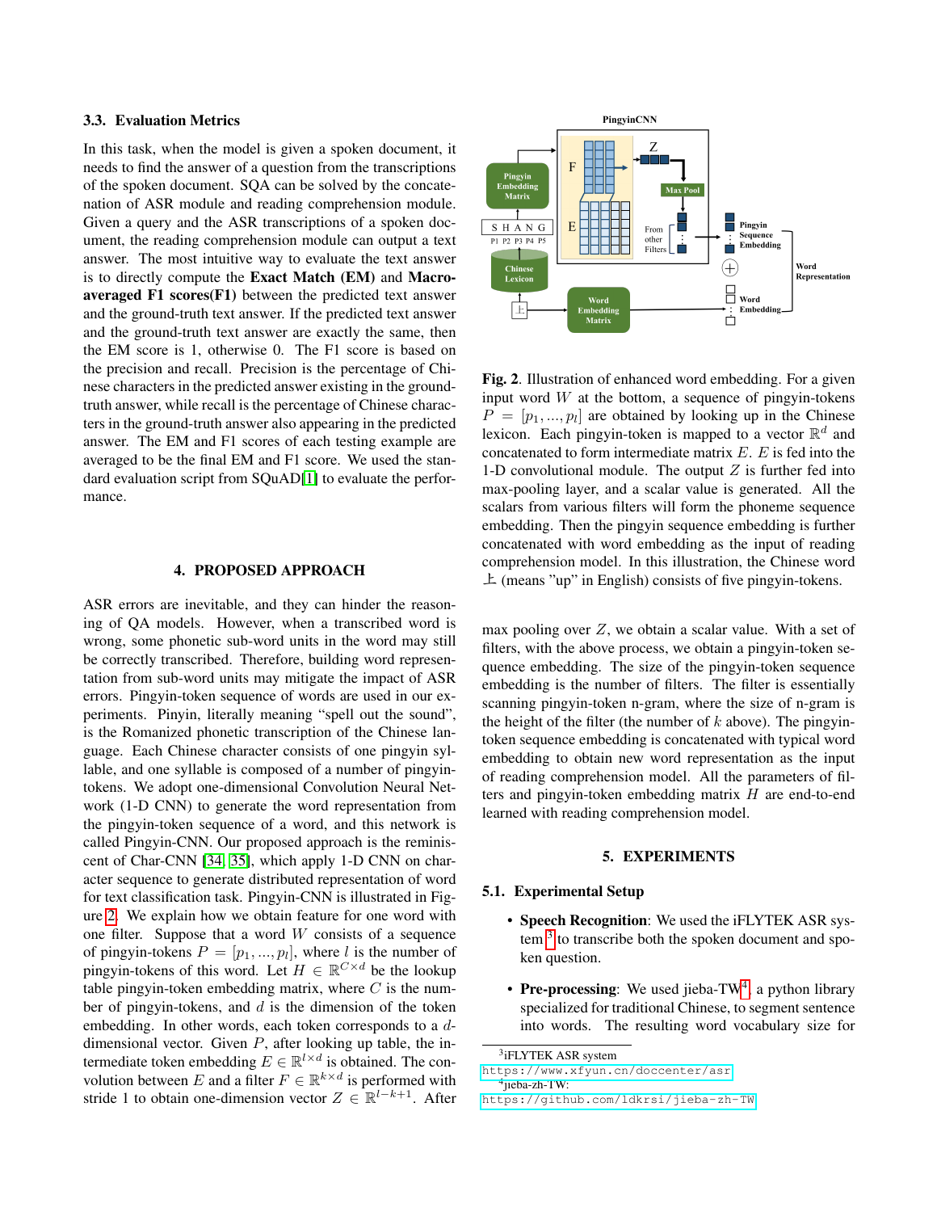### 3.3. Evaluation Metrics

In this task, when the model is given a spoken document, it needs to find the answer of a question from the transcriptions of the spoken document. SQA can be solved by the concatenation of ASR module and reading comprehension module. Given a query and the ASR transcriptions of a spoken document, the reading comprehension module can output a text answer. The most intuitive way to evaluate the text answer is to directly compute the **Exact Match (EM)** and **Macro-averaged F1 scores(F1)** between the predicted text answer and the ground-truth text answer. If the predicted text answer and the ground-truth text answer are exactly the same, then the EM score is 1, otherwise 0. The F1 score is based on the precision and recall. Precision is the percentage of Chinese characters in the predicted answer existing in the ground-truth answer, while recall is the percentage of Chinese characters in the ground-truth answer also appearing in the predicted answer. The EM and F1 scores of each testing example are averaged to be the final EM and F1 score. We used the standard evaluation script from SQuAD[1] to evaluate the performance.

## 4. PROPOSED APPROACH

ASR errors are inevitable, and they can hinder the reasoning of QA models. However, when a transcribed word is wrong, some phonetic sub-word units in the word may still be correctly transcribed. Therefore, building word representation from sub-word units may mitigate the impact of ASR errors. Pingyin-token sequence of words are used in our experiments. Pinyin, literally meaning "spell out the sound", is the Romanized phonetic transcription of the Chinese language. Each Chinese character consists of one pingyin syllable, and one syllable is composed of a number of pingyin-tokens. We adopt one-dimensional Convolution Neural Network (1-D CNN) to generate the word representation from the pingyin-token sequence of a word, and this network is called Pingyin-CNN. Our proposed approach is the reminiscent of Char-CNN [34, 35], which apply 1-D CNN on character sequence to generate distributed representation of word for text classification task. Pingyin-CNN is illustrated in Figure 2. We explain how we obtain feature for one word with one filter. Suppose that a word $W$ consists of a sequence of pingyin-tokens $P = [p_1, ..., p_l]$, where $l$ is the number of pingyin-tokens of this word. Let $H \in \mathbb{R}^{C \times d}$ be the lookup table pingyin-token embedding matrix, where $C$ is the number of pingyin-tokens, and $d$ is the dimension of the token embedding. In other words, each token corresponds to a $d$-dimensional vector. Given $P$, after looking up table, the intermediate token embedding $E \in \mathbb{R}^{l \times d}$ is obtained. The convolution between $E$ and a filter $F \in \mathbb{R}^{k \times d}$ is performed with stride 1 to obtain one-dimension vector $Z \in \mathbb{R}^{l-k+1}$. After max pooling over $Z$, we obtain a scalar value. With a set of filters, with the above process, we obtain a pingyin-token sequence embedding. The size of the pingyin-token sequence embedding is the number of filters. The filter is essentially scanning pingyin-token n-gram, where the size of n-gram is the height of the filter (the number of $k$ above). The pingyin-token sequence embedding is concatenated with typical word embedding to obtain new word representation as the input of reading comprehension model. All the parameters of filters and pingyin-token embedding matrix $H$ are end-to-end learned with reading comprehension model.

PingyinCNN

Pingyin Embedding Matrix

S H A N G

P1 P2 P3 P4 P5

Chinese Lexicon

上

Word Embedding Matrix

F

E

Z

Max Pool

From other Filters

Pingyin Sequence Embedding

Word Embedding

Word Representation

**Fig. 2**. Illustration of enhanced word embedding. For a given input word $W$ at the bottom, a sequence of pingyin-tokens $P = [p_1, ..., p_l]$ are obtained by looking up in the Chinese lexicon. Each pingyin-token is mapped to a vector $\mathbb{R}^d$ and concatenated to form intermediate matrix $E$. $E$ is fed into the 1-D convolutional module. The output $Z$ is further fed into max-pooling layer, and a scalar value is generated. All the scalars from various filters will form the phoneme sequence embedding. Then the pingyin sequence embedding is further concatenated with word embedding as the input of reading comprehension model. In this illustration, the Chinese word 上 (means "up" in English) consists of five pingyin-tokens.

## 5. EXPERIMENTS

### 5.1. Experimental Setup

- **Speech Recognition**: We used the iFLYTEK ASR system [3] to transcribe both the spoken document and spoken question.
- **Pre-processing**: We used jieba-TW[4], a python library specialized for traditional Chinese, to segment sentence into words. The resulting word vocabulary size for

[3] iFLYTEK ASR system https://www.xfyun.cn/doccenter/asr

[4] jieba-zh-TW: https://github.com/ldkrsi/jieba-zh-TW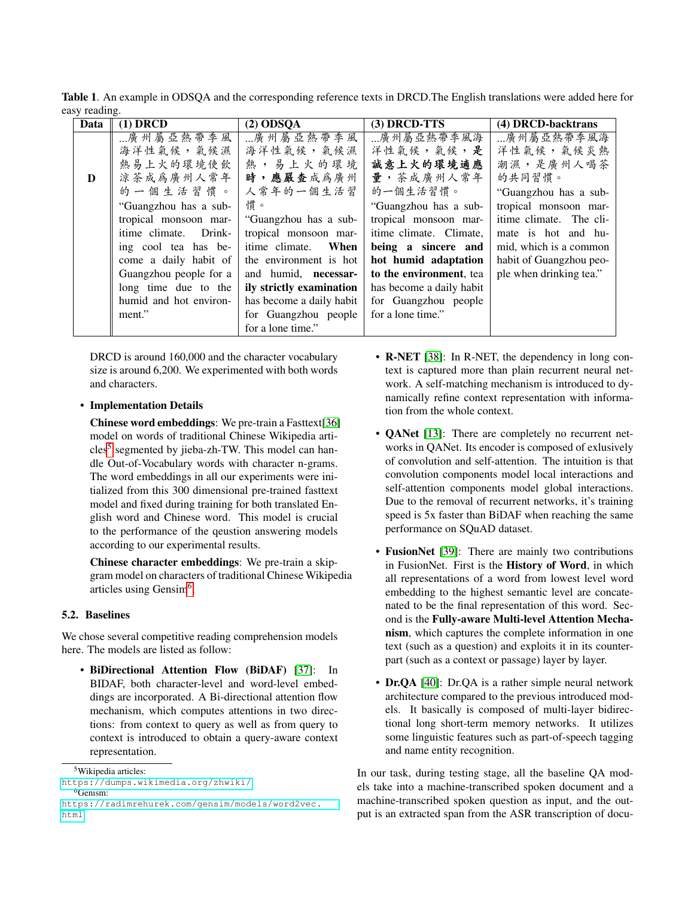**Table 1**. An example in ODSQA and the corresponding reference texts in DRCD.The English translations were added here for easy reading.

| Data | (1) DRCD | (2) ODSQA | (3) DRCD-TTS | (4) DRCD-backtrans |
|---|---|---|---|---|
| D | ...廣州屬亞熱帶季風海洋性氣候，氣候濕熱易上火的環境使飲涼茶成爲廣州人常年的一個生活習慣。 "Guangzhou has a subtropical monsoon maritime climate. Drinking cool tea has become a daily habit of Guangzhou people for a long time due to the humid and hot environment." | ...廣州屬亞熱帶季風海洋性氣候，氣候濕熱，易上火的環境**時，應嚴查**成爲廣州人常年的一個生活習慣。 "Guangzhou has a subtropical monsoon maritime climate. **When** the environment is hot and humid, **necessarily strictly examination** has become a daily habit for Guangzhou people for a lone time." | ...廣州屬亞熱帶季風海洋性氣候，氣候，**是誠意上火的環境適應量**，茶成廣州人常年的一個生活習慣。 "Guangzhou has a subtropical monsoon maritime climate. Climate, **being a sincere and hot humid adaptation to the environment**, tea has become a daily habit for Guangzhou people for a lone time." | ...廣州屬亞熱帶季風海洋性氣候，氣候炎熱潮濕，是廣州人喝茶的共同習慣。 "Guangzhou has a subtropical monsoon maritime climate. The climate is hot and humid, which is a common habit of Guangzhou people when drinking tea." |

DRCD is around 160,000 and the character vocabulary size is around 6,200. We experimented with both words and characters.

- **Implementation Details**

  **Chinese word embeddings**: We pre-train a Fasttext[36] model on words of traditional Chinese Wikipedia articles[5] segmented by jieba-zh-TW. This model can handle Out-of-Vocabulary words with character n-grams. The word embeddings in all our experiments were initialized from this 300 dimensional pre-trained fasttext model and fixed during training for both translated English word and Chinese word. This model is crucial to the performance of the qeustion answering models according to our experimental results.

  **Chinese character embeddings**: We pre-train a skip-gram model on characters of traditional Chinese Wikipedia articles using Gensim[6].

### 5.2. Baselines

We chose several competitive reading comprehension models here. The models are listed as follow:

- **BiDirectional Attention Flow (BiDAF)** [37]: In BIDAF, both character-level and word-level embeddings are incorporated. A Bi-directional attention flow mechanism, which computes attentions in two directions: from context to query as well as from query to context is introduced to obtain a query-aware context representation.

- **R-NET** [38]: In R-NET, the dependency in long context is captured more than plain recurrent neural network. A self-matching mechanism is introduced to dynamically refine context representation with information from the whole context.

- **QANet** [13]: There are completely no recurrent networks in QANet. Its encoder is composed of exlusively of convolution and self-attention. The intuition is that convolution components model local interactions and self-attention components model global interactions. Due to the removal of recurrent networks, it's training speed is 5x faster than BiDAF when reaching the same performance on SQuAD dataset.

- **FusionNet** [39]: There are mainly two contributions in FusionNet. First is the **History of Word**, in which all representations of a word from lowest level word embedding to the highest semantic level are concatenated to be the final representation of this word. Second is the **Fully-aware Multi-level Attention Mechanism**, which captures the complete information in one text (such as a question) and exploits it in its counterpart (such as a context or passage) layer by layer.

- **Dr.QA** [40]: Dr.QA is a rather simple neural network architecture compared to the previous introduced models. It basically is composed of multi-layer bidirectional long short-term memory networks. It utilizes some linguistic features such as part-of-speech tagging and name entity recognition.

In our task, during testing stage, all the baseline QA models take into a machine-transcribed spoken document and a machine-transcribed spoken question as input, and the output is an extracted span from the ASR transcription of docu-

[5] Wikipedia articles: https://dumps.wikimedia.org/zhwiki/

[6] Genism: https://radimrehurek.com/gensim/models/word2vec.html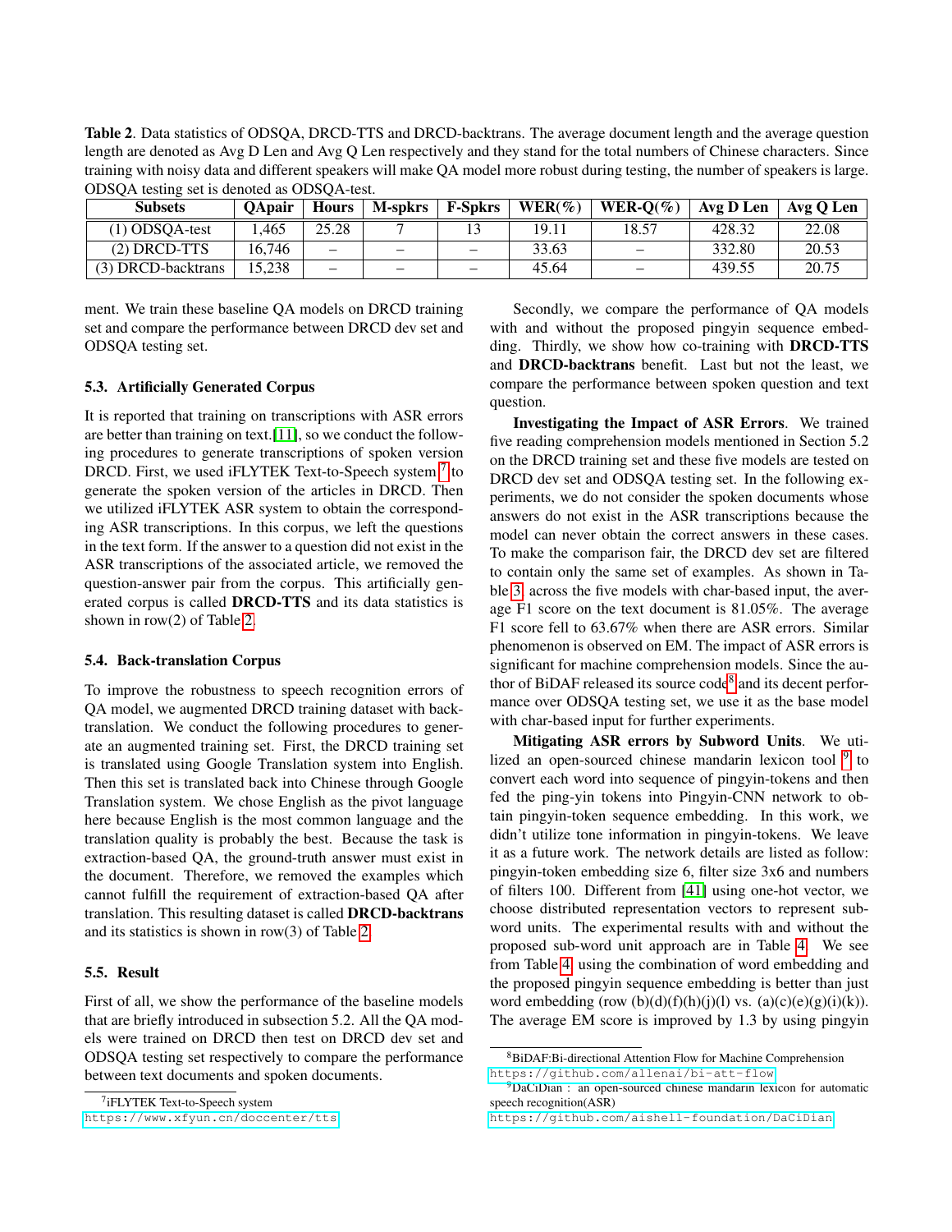**Table 2**. Data statistics of ODSQA, DRCD-TTS and DRCD-backtrans. The average document length and the average question length are denoted as Avg D Len and Avg Q Len respectively and they stand for the total numbers of Chinese characters. Since training with noisy data and different speakers will make QA model more robust during testing, the number of speakers is large. ODSQA testing set is denoted as ODSQA-test.

| Subsets | QApair | Hours | M-spkrs | F-Spkrs | WER(%) | WER-Q(%) | Avg D Len | Avg Q Len |
|---|---|---|---|---|---|---|---|---|
| (1) ODSQA-test | 1,465 | 25.28 | 7 | 13 | 19.11 | 18.57 | 428.32 | 22.08 |
| (2) DRCD-TTS | 16,746 | – | – | – | 33.63 | – | 332.80 | 20.53 |
| (3) DRCD-backtrans | 15,238 | – | – | – | 45.64 | – | 439.55 | 20.75 |

ment. We train these baseline QA models on DRCD training set and compare the performance between DRCD dev set and ODSQA testing set.

### 5.3. Artificially Generated Corpus

It is reported that training on transcriptions with ASR errors are better than training on text.[11], so we conduct the following procedures to generate transcriptions of spoken version DRCD. First, we used iFLYTEK Text-to-Speech system [7] to generate the spoken version of the articles in DRCD. Then we utilized iFLYTEK ASR system to obtain the corresponding ASR transcriptions. In this corpus, we left the questions in the text form. If the answer to a question did not exist in the ASR transcriptions of the associated article, we removed the question-answer pair from the corpus. This artificially generated corpus is called **DRCD-TTS** and its data statistics is shown in row(2) of Table 2.

### 5.4. Back-translation Corpus

To improve the robustness to speech recognition errors of QA model, we augmented DRCD training dataset with back-translation. We conduct the following procedures to generate an augmented training set. First, the DRCD training set is translated using Google Translation system into English. Then this set is translated back into Chinese through Google Translation system. We chose English as the pivot language here because English is the most common language and the translation quality is probably the best. Because the task is extraction-based QA, the ground-truth answer must exist in the document. Therefore, we removed the examples which cannot fulfill the requirement of extraction-based QA after translation. This resulting dataset is called **DRCD-backtrans** and its statistics is shown in row(3) of Table 2.

### 5.5. Result

First of all, we show the performance of the baseline models that are briefly introduced in subsection 5.2. All the QA models were trained on DRCD then test on DRCD dev set and ODSQA testing set respectively to compare the performance between text documents and spoken documents.

Secondly, we compare the performance of QA models with and without the proposed pingyin sequence embedding. Thirdly, we show how co-training with **DRCD-TTS** and **DRCD-backtrans** benefit. Last but not the least, we compare the performance between spoken question and text question.

**Investigating the Impact of ASR Errors**. We trained five reading comprehension models mentioned in Section 5.2 on the DRCD training set and these five models are tested on DRCD dev set and ODSQA testing set. In the following experiments, we do not consider the spoken documents whose answers do not exist in the ASR transcriptions because the model can never obtain the correct answers in these cases. To make the comparison fair, the DRCD dev set are filtered to contain only the same set of examples. As shown in Table 3, across the five models with char-based input, the average F1 score on the text document is 81.05%. The average F1 score fell to 63.67% when there are ASR errors. Similar phenomenon is observed on EM. The impact of ASR errors is significant for machine comprehension models. Since the author of BiDAF released its source code[8] and its decent performance over ODSQA testing set, we use it as the base model with char-based input for further experiments.

**Mitigating ASR errors by Subword Units**. We utilized an open-sourced chinese mandarin lexicon tool [9] to convert each word into sequence of pingyin-tokens and then fed the ping-yin tokens into Pingyin-CNN network to obtain pingyin-token sequence embedding. In this work, we didn't utilize tone information in pingyin-tokens. We leave it as a future work. The network details are listed as follow: pingyin-token embedding size 6, filter size 3x6 and numbers of filters 100. Different from [41] using one-hot vector, we choose distributed representation vectors to represent subword units. The experimental results with and without the proposed sub-word unit approach are in Table 4. We see from Table 4 using the combination of word embedding and the proposed pingyin sequence embedding is better than just word embedding (row (b)(d)(f)(h)(j)(l) vs. (a)(c)(e)(g)(i)(k)). The average EM score is improved by 1.3 by using pingyin

[7] iFLYTEK Text-to-Speech system https://www.xfyun.cn/doccenter/tts

[8] BiDAF:Bi-directional Attention Flow for Machine Comprehension https://github.com/allenai/bi-att-flow

[9] DaCiDian : an open-sourced chinese mandarin lexicon for automatic speech recognition(ASR) https://github.com/aishell-foundation/DaCiDian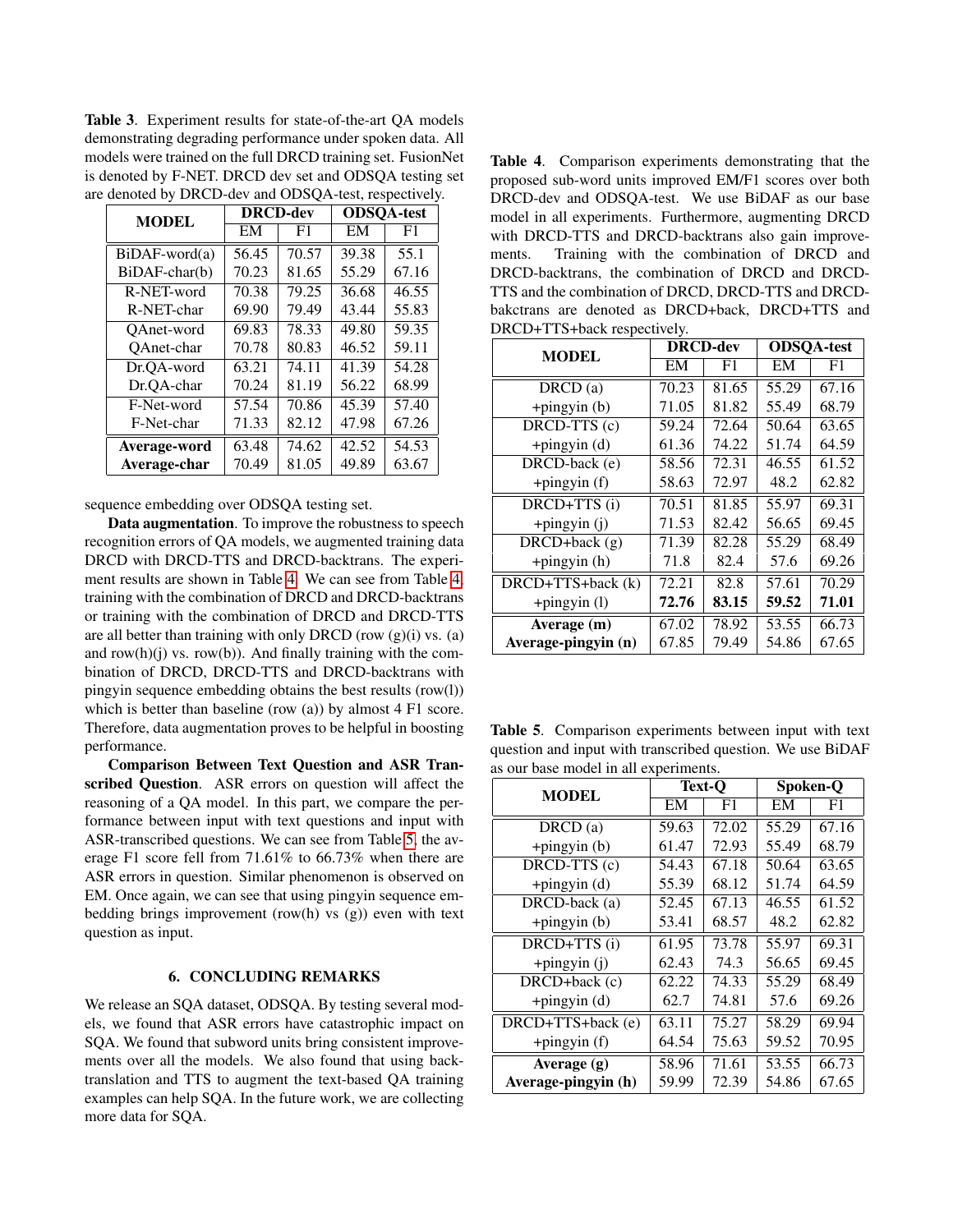**Table 3**. Experiment results for state-of-the-art QA models demonstrating degrading performance under spoken data. All models were trained on the full DRCD training set. FusionNet is denoted by F-NET. DRCD dev set and ODSQA testing set are denoted by DRCD-dev and ODSQA-test, respectively.

| **MODEL** | **DRCD-dev** | | **ODSQA-test** | |
|---|---|---|---|---|
| | EM | F1 | EM | F1 |
| BiDAF-word(a) | 56.45 | 70.57 | 39.38 | 55.1 |
| BiDAF-char(b) | 70.23 | 81.65 | 55.29 | 67.16 |
| R-NET-word | 70.38 | 79.25 | 36.68 | 46.55 |
| R-NET-char | 69.90 | 79.49 | 43.44 | 55.83 |
| QAnet-word | 69.83 | 78.33 | 49.80 | 59.35 |
| QAnet-char | 70.78 | 80.83 | 46.52 | 59.11 |
| Dr.QA-word | 63.21 | 74.11 | 41.39 | 54.28 |
| Dr.QA-char | 70.24 | 81.19 | 56.22 | 68.99 |
| F-Net-word | 57.54 | 70.86 | 45.39 | 57.40 |
| F-Net-char | 71.33 | 82.12 | 47.98 | 67.26 |
| **Average-word** | 63.48 | 74.62 | 42.52 | 54.53 |
| **Average-char** | 70.49 | 81.05 | 49.89 | 63.67 |

sequence embedding over ODSQA testing set.

**Data augmentation**. To improve the robustness to speech recognition errors of QA models, we augmented training data DRCD with DRCD-TTS and DRCD-backtrans. The experiment results are shown in Table 4. We can see from Table 4, training with the combination of DRCD and DRCD-backtrans or training with the combination of DRCD and DRCD-TTS are all better than training with only DRCD (row (g)(i) vs. (a) and row(h)(j) vs. row(b)). And finally training with the combination of DRCD, DRCD-TTS and DRCD-backtrans with pingyin sequence embedding obtains the best results (row(l)) which is better than baseline (row (a)) by almost 4 F1 score. Therefore, data augmentation proves to be helpful in boosting performance.

**Comparison Between Text Question and ASR Transcribed Question**. ASR errors on question will affect the reasoning of a QA model. In this part, we compare the performance between input with text questions and input with ASR-transcribed questions. We can see from Table 5, the average F1 score fell from 71.61% to 66.73% when there are ASR errors in question. Similar phenomenon is observed on EM. Once again, we can see that using pingyin sequence embedding brings improvement (row(h) vs (g)) even with text question as input.

## 6. CONCLUDING REMARKS

We release an SQA dataset, ODSQA. By testing several models, we found that ASR errors have catastrophic impact on SQA. We found that subword units bring consistent improvements over all the models. We also found that using back-translation and TTS to augment the text-based QA training examples can help SQA. In the future work, we are collecting more data for SQA.

**Table 4**. Comparison experiments demonstrating that the proposed sub-word units improved EM/F1 scores over both DRCD-dev and ODSQA-test. We use BiDAF as our base model in all experiments. Furthermore, augmenting DRCD with DRCD-TTS and DRCD-backtrans also gain improvements. Training with the combination of DRCD and DRCD-backtrans, the combination of DRCD and DRCD-TTS and the combination of DRCD, DRCD-TTS and DRCD-bakctrans are denoted as DRCD+back, DRCD+TTS and DRCD+TTS+back respectively.

| **MODEL** | **DRCD-dev** | | **ODSQA-test** | |
|---|---|---|---|---|
| | EM | F1 | EM | F1 |
| DRCD (a) | 70.23 | 81.65 | 55.29 | 67.16 |
| +pingyin (b) | 71.05 | 81.82 | 55.49 | 68.79 |
| DRCD-TTS (c) | 59.24 | 72.64 | 50.64 | 63.65 |
| +pingyin (d) | 61.36 | 74.22 | 51.74 | 64.59 |
| DRCD-back (e) | 58.56 | 72.31 | 46.55 | 61.52 |
| +pingyin (f) | 58.63 | 72.97 | 48.2 | 62.82 |
| DRCD+TTS (i) | 70.51 | 81.85 | 55.97 | 69.31 |
| +pingyin (j) | 71.53 | 82.42 | 56.65 | 69.45 |
| DRCD+back (g) | 71.39 | 82.28 | 55.29 | 68.49 |
| +pingyin (h) | 71.8 | 82.4 | 57.6 | 69.26 |
| DRCD+TTS+back (k) | 72.21 | 82.8 | 57.61 | 70.29 |
| +pingyin (l) | **72.76** | **83.15** | **59.52** | **71.01** |
| **Average (m)** | 67.02 | 78.92 | 53.55 | 66.73 |
| **Average-pingyin (n)** | 67.85 | 79.49 | 54.86 | 67.65 |

**Table 5**. Comparison experiments between input with text question and input with transcribed question. We use BiDAF as our base model in all experiments.

| **MODEL** | **Text-Q** | | **Spoken-Q** | |
|---|---|---|---|---|
| | EM | F1 | EM | F1 |
| DRCD (a) | 59.63 | 72.02 | 55.29 | 67.16 |
| +pingyin (b) | 61.47 | 72.93 | 55.49 | 68.79 |
| DRCD-TTS (c) | 54.43 | 67.18 | 50.64 | 63.65 |
| +pingyin (d) | 55.39 | 68.12 | 51.74 | 64.59 |
| DRCD-back (a) | 52.45 | 67.13 | 46.55 | 61.52 |
| +pingyin (b) | 53.41 | 68.57 | 48.2 | 62.82 |
| DRCD+TTS (i) | 61.95 | 73.78 | 55.97 | 69.31 |
| +pingyin (j) | 62.43 | 74.3 | 56.65 | 69.45 |
| DRCD+back (c) | 62.22 | 74.33 | 55.29 | 68.49 |
| +pingyin (d) | 62.7 | 74.81 | 57.6 | 69.26 |
| DRCD+TTS+back (e) | 63.11 | 75.27 | 58.29 | 69.94 |
| +pingyin (f) | 64.54 | 75.63 | 59.52 | 70.95 |
| **Average (g)** | 58.96 | 71.61 | 53.55 | 66.73 |
| **Average-pingyin (h)** | 59.99 | 72.39 | 54.86 | 67.65 |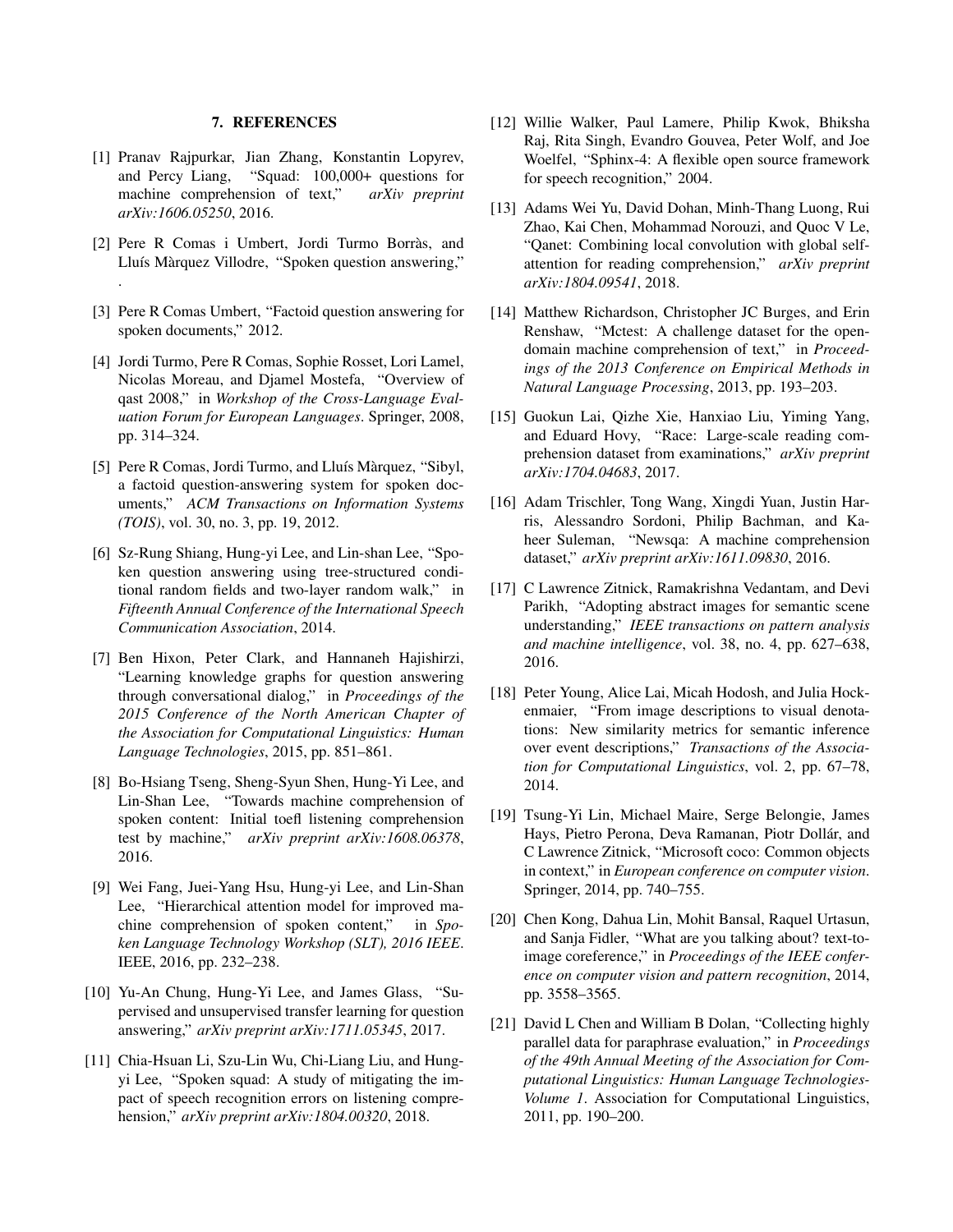## 7. REFERENCES

[1] Pranav Rajpurkar, Jian Zhang, Konstantin Lopyrev, and Percy Liang, "Squad: 100,000+ questions for machine comprehension of text," *arXiv preprint arXiv:1606.05250*, 2016.

[2] Pere R Comas i Umbert, Jordi Turmo Borràs, and Lluís Màrquez Villodre, "Spoken question answering," .

[3] Pere R Comas Umbert, "Factoid question answering for spoken documents," 2012.

[4] Jordi Turmo, Pere R Comas, Sophie Rosset, Lori Lamel, Nicolas Moreau, and Djamel Mostefa, "Overview of qast 2008," in *Workshop of the Cross-Language Evaluation Forum for European Languages*. Springer, 2008, pp. 314–324.

[5] Pere R Comas, Jordi Turmo, and Lluís Màrquez, "Sibyl, a factoid question-answering system for spoken documents," *ACM Transactions on Information Systems (TOIS)*, vol. 30, no. 3, pp. 19, 2012.

[6] Sz-Rung Shiang, Hung-yi Lee, and Lin-shan Lee, "Spoken question answering using tree-structured conditional random fields and two-layer random walk," in *Fifteenth Annual Conference of the International Speech Communication Association*, 2014.

[7] Ben Hixon, Peter Clark, and Hannaneh Hajishirzi, "Learning knowledge graphs for question answering through conversational dialog," in *Proceedings of the 2015 Conference of the North American Chapter of the Association for Computational Linguistics: Human Language Technologies*, 2015, pp. 851–861.

[8] Bo-Hsiang Tseng, Sheng-Syun Shen, Hung-Yi Lee, and Lin-Shan Lee, "Towards machine comprehension of spoken content: Initial toefl listening comprehension test by machine," *arXiv preprint arXiv:1608.06378*, 2016.

[9] Wei Fang, Juei-Yang Hsu, Hung-yi Lee, and Lin-Shan Lee, "Hierarchical attention model for improved machine comprehension of spoken content," in *Spoken Language Technology Workshop (SLT), 2016 IEEE*. IEEE, 2016, pp. 232–238.

[10] Yu-An Chung, Hung-Yi Lee, and James Glass, "Supervised and unsupervised transfer learning for question answering," *arXiv preprint arXiv:1711.05345*, 2017.

[11] Chia-Hsuan Li, Szu-Lin Wu, Chi-Liang Liu, and Hung-yi Lee, "Spoken squad: A study of mitigating the impact of speech recognition errors on listening comprehension," *arXiv preprint arXiv:1804.00320*, 2018.

[12] Willie Walker, Paul Lamere, Philip Kwok, Bhiksha Raj, Rita Singh, Evandro Gouvea, Peter Wolf, and Joe Woelfel, "Sphinx-4: A flexible open source framework for speech recognition," 2004.

[13] Adams Wei Yu, David Dohan, Minh-Thang Luong, Rui Zhao, Kai Chen, Mohammad Norouzi, and Quoc V Le, "Qanet: Combining local convolution with global self-attention for reading comprehension," *arXiv preprint arXiv:1804.09541*, 2018.

[14] Matthew Richardson, Christopher JC Burges, and Erin Renshaw, "Mctest: A challenge dataset for the open-domain machine comprehension of text," in *Proceedings of the 2013 Conference on Empirical Methods in Natural Language Processing*, 2013, pp. 193–203.

[15] Guokun Lai, Qizhe Xie, Hanxiao Liu, Yiming Yang, and Eduard Hovy, "Race: Large-scale reading comprehension dataset from examinations," *arXiv preprint arXiv:1704.04683*, 2017.

[16] Adam Trischler, Tong Wang, Xingdi Yuan, Justin Harris, Alessandro Sordoni, Philip Bachman, and Kaheer Suleman, "Newsqa: A machine comprehension dataset," *arXiv preprint arXiv:1611.09830*, 2016.

[17] C Lawrence Zitnick, Ramakrishna Vedantam, and Devi Parikh, "Adopting abstract images for semantic scene understanding," *IEEE transactions on pattern analysis and machine intelligence*, vol. 38, no. 4, pp. 627–638, 2016.

[18] Peter Young, Alice Lai, Micah Hodosh, and Julia Hockenmaier, "From image descriptions to visual denotations: New similarity metrics for semantic inference over event descriptions," *Transactions of the Association for Computational Linguistics*, vol. 2, pp. 67–78, 2014.

[19] Tsung-Yi Lin, Michael Maire, Serge Belongie, James Hays, Pietro Perona, Deva Ramanan, Piotr Dollár, and C Lawrence Zitnick, "Microsoft coco: Common objects in context," in *European conference on computer vision*. Springer, 2014, pp. 740–755.

[20] Chen Kong, Dahua Lin, Mohit Bansal, Raquel Urtasun, and Sanja Fidler, "What are you talking about? text-to-image coreference," in *Proceedings of the IEEE conference on computer vision and pattern recognition*, 2014, pp. 3558–3565.

[21] David L Chen and William B Dolan, "Collecting highly parallel data for paraphrase evaluation," in *Proceedings of the 49th Annual Meeting of the Association for Computational Linguistics: Human Language Technologies-Volume 1*. Association for Computational Linguistics, 2011, pp. 190–200.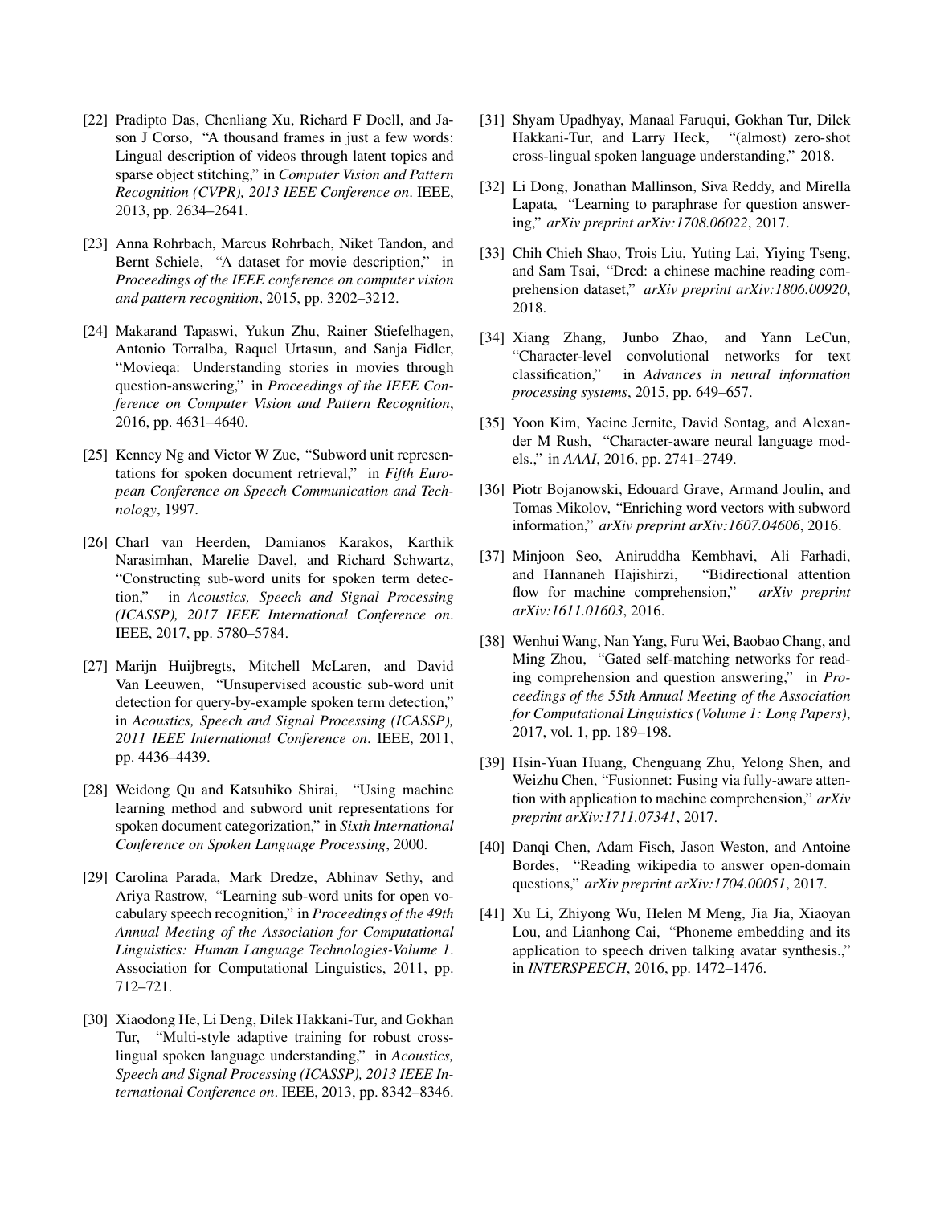[22] Pradipto Das, Chenliang Xu, Richard F Doell, and Jason J Corso, "A thousand frames in just a few words: Lingual description of videos through latent topics and sparse object stitching," in *Computer Vision and Pattern Recognition (CVPR), 2013 IEEE Conference on*. IEEE, 2013, pp. 2634–2641.

[23] Anna Rohrbach, Marcus Rohrbach, Niket Tandon, and Bernt Schiele, "A dataset for movie description," in *Proceedings of the IEEE conference on computer vision and pattern recognition*, 2015, pp. 3202–3212.

[24] Makarand Tapaswi, Yukun Zhu, Rainer Stiefelhagen, Antonio Torralba, Raquel Urtasun, and Sanja Fidler, "Movieqa: Understanding stories in movies through question-answering," in *Proceedings of the IEEE Conference on Computer Vision and Pattern Recognition*, 2016, pp. 4631–4640.

[25] Kenney Ng and Victor W Zue, "Subword unit representations for spoken document retrieval," in *Fifth European Conference on Speech Communication and Technology*, 1997.

[26] Charl van Heerden, Damianos Karakos, Karthik Narasimhan, Marelie Davel, and Richard Schwartz, "Constructing sub-word units for spoken term detection," in *Acoustics, Speech and Signal Processing (ICASSP), 2017 IEEE International Conference on*. IEEE, 2017, pp. 5780–5784.

[27] Marijn Huijbregts, Mitchell McLaren, and David Van Leeuwen, "Unsupervised acoustic sub-word unit detection for query-by-example spoken term detection," in *Acoustics, Speech and Signal Processing (ICASSP), 2011 IEEE International Conference on*. IEEE, 2011, pp. 4436–4439.

[28] Weidong Qu and Katsuhiko Shirai, "Using machine learning method and subword unit representations for spoken document categorization," in *Sixth International Conference on Spoken Language Processing*, 2000.

[29] Carolina Parada, Mark Dredze, Abhinav Sethy, and Ariya Rastrow, "Learning sub-word units for open vocabulary speech recognition," in *Proceedings of the 49th Annual Meeting of the Association for Computational Linguistics: Human Language Technologies-Volume 1*. Association for Computational Linguistics, 2011, pp. 712–721.

[30] Xiaodong He, Li Deng, Dilek Hakkani-Tur, and Gokhan Tur, "Multi-style adaptive training for robust cross-lingual spoken language understanding," in *Acoustics, Speech and Signal Processing (ICASSP), 2013 IEEE International Conference on*. IEEE, 2013, pp. 8342–8346.

[31] Shyam Upadhyay, Manaal Faruqui, Gokhan Tur, Dilek Hakkani-Tur, and Larry Heck, "(almost) zero-shot cross-lingual spoken language understanding," 2018.

[32] Li Dong, Jonathan Mallinson, Siva Reddy, and Mirella Lapata, "Learning to paraphrase for question answering," *arXiv preprint arXiv:1708.06022*, 2017.

[33] Chih Chieh Shao, Trois Liu, Yuting Lai, Yiying Tseng, and Sam Tsai, "Drcd: a chinese machine reading comprehension dataset," *arXiv preprint arXiv:1806.00920*, 2018.

[34] Xiang Zhang, Junbo Zhao, and Yann LeCun, "Character-level convolutional networks for text classification," in *Advances in neural information processing systems*, 2015, pp. 649–657.

[35] Yoon Kim, Yacine Jernite, David Sontag, and Alexander M Rush, "Character-aware neural language models.," in *AAAI*, 2016, pp. 2741–2749.

[36] Piotr Bojanowski, Edouard Grave, Armand Joulin, and Tomas Mikolov, "Enriching word vectors with subword information," *arXiv preprint arXiv:1607.04606*, 2016.

[37] Minjoon Seo, Aniruddha Kembhavi, Ali Farhadi, and Hannaneh Hajishirzi, "Bidirectional attention flow for machine comprehension," *arXiv preprint arXiv:1611.01603*, 2016.

[38] Wenhui Wang, Nan Yang, Furu Wei, Baobao Chang, and Ming Zhou, "Gated self-matching networks for reading comprehension and question answering," in *Proceedings of the 55th Annual Meeting of the Association for Computational Linguistics (Volume 1: Long Papers)*, 2017, vol. 1, pp. 189–198.

[39] Hsin-Yuan Huang, Chenguang Zhu, Yelong Shen, and Weizhu Chen, "Fusionnet: Fusing via fully-aware attention with application to machine comprehension," *arXiv preprint arXiv:1711.07341*, 2017.

[40] Danqi Chen, Adam Fisch, Jason Weston, and Antoine Bordes, "Reading wikipedia to answer open-domain questions," *arXiv preprint arXiv:1704.00051*, 2017.

[41] Xu Li, Zhiyong Wu, Helen M Meng, Jia Jia, Xiaoyan Lou, and Lianhong Cai, "Phoneme embedding and its application to speech driven talking avatar synthesis.," in *INTERSPEECH*, 2016, pp. 1472–1476.